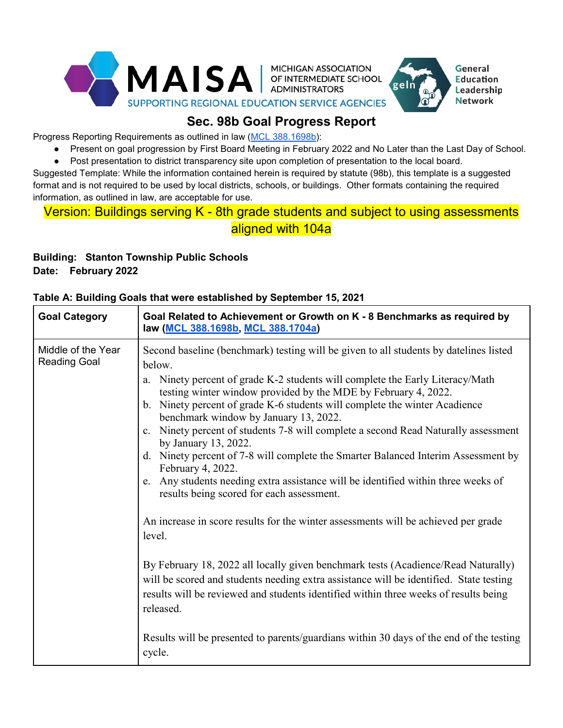MAISA — MICHIGAN ASSOCIATION OF INTERMEDIATE SCHOOL ADMINISTRATORS — SUPPORTING REGIONAL EDUCATION SERVICE AGENCIES

geln — General Education Leadership Network

# Sec. 98b Goal Progress Report

Progress Reporting Requirements as outlined in law (MCL 388.1698b):

- Present on goal progression by First Board Meeting in February 2022 and No Later than the Last Day of School.
- Post presentation to district transparency site upon completion of presentation to the local board.

Suggested Template: While the information contained herein is required by statute (98b), this template is a suggested format and is not required to be used by local districts, schools, or buildings. Other formats containing the required information, as outlined in law, are acceptable for use.

Version: Buildings serving K - 8th grade students and subject to using assessments aligned with 104a

**Building: Stanton Township Public Schools**
**Date: February 2022**

**Table A: Building Goals that were established by September 15, 2021**

| Goal Category | Goal Related to Achievement or Growth on K - 8 Benchmarks as required by law (MCL 388.1698b, MCL 388.1704a) |
|---|---|
| Middle of the Year Reading Goal | Second baseline (benchmark) testing will be given to all students by datelines listed below.<br>a. Ninety percent of grade K-2 students will complete the Early Literacy/Math testing winter window provided by the MDE by February 4, 2022.<br>b. Ninety percent of grade K-6 students will complete the winter Acadience benchmark window by January 13, 2022.<br>c. Ninety percent of students 7-8 will complete a second Read Naturally assessment by January 13, 2022.<br>d. Ninety percent of 7-8 will complete the Smarter Balanced Interim Assessment by February 4, 2022.<br>e. Any students needing extra assistance will be identified within three weeks of results being scored for each assessment.<br><br>An increase in score results for the winter assessments will be achieved per grade level.<br><br>By February 18, 2022 all locally given benchmark tests (Acadience/Read Naturally) will be scored and students needing extra assistance will be identified. State testing results will be reviewed and students identified within three weeks of results being released.<br><br>Results will be presented to parents/guardians within 30 days of the end of the testing cycle. |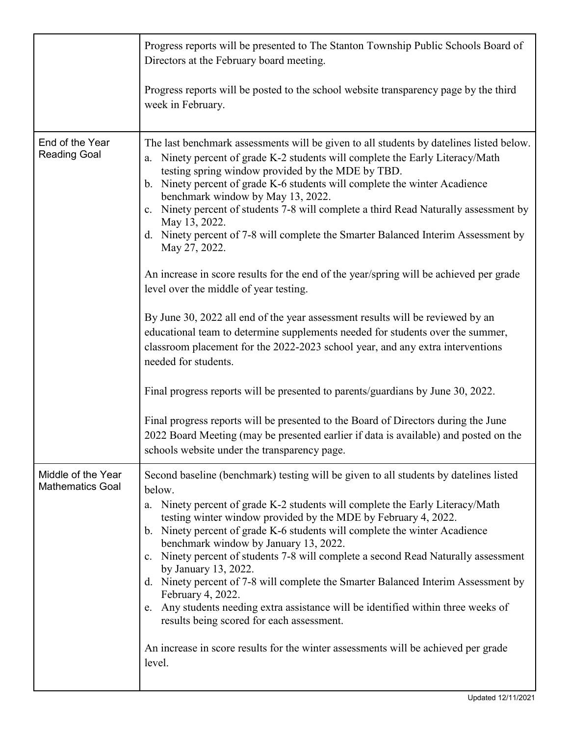| | |
|---|---|
| | Progress reports will be presented to The Stanton Township Public Schools Board of Directors at the February board meeting.<br><br>Progress reports will be posted to the school website transparency page by the third week in February. |
| End of the Year Reading Goal | The last benchmark assessments will be given to all students by datelines listed below.<br>a. Ninety percent of grade K-2 students will complete the Early Literacy/Math testing spring window provided by the MDE by TBD.<br>b. Ninety percent of grade K-6 students will complete the winter Acadience benchmark window by May 13, 2022.<br>c. Ninety percent of students 7-8 will complete a third Read Naturally assessment by May 13, 2022.<br>d. Ninety percent of 7-8 will complete the Smarter Balanced Interim Assessment by May 27, 2022.<br><br>An increase in score results for the end of the year/spring will be achieved per grade level over the middle of year testing.<br><br>By June 30, 2022 all end of the year assessment results will be reviewed by an educational team to determine supplements needed for students over the summer, classroom placement for the 2022-2023 school year, and any extra interventions needed for students.<br><br>Final progress reports will be presented to parents/guardians by June 30, 2022.<br><br>Final progress reports will be presented to the Board of Directors during the June 2022 Board Meeting (may be presented earlier if data is available) and posted on the schools website under the transparency page. |
| Middle of the Year Mathematics Goal | Second baseline (benchmark) testing will be given to all students by datelines listed below.<br>a. Ninety percent of grade K-2 students will complete the Early Literacy/Math testing winter window provided by the MDE by February 4, 2022.<br>b. Ninety percent of grade K-6 students will complete the winter Acadience benchmark window by January 13, 2022.<br>c. Ninety percent of students 7-8 will complete a second Read Naturally assessment by January 13, 2022.<br>d. Ninety percent of 7-8 will complete the Smarter Balanced Interim Assessment by February 4, 2022.<br>e. Any students needing extra assistance will be identified within three weeks of results being scored for each assessment.<br><br>An increase in score results for the winter assessments will be achieved per grade level. |

Updated 12/11/2021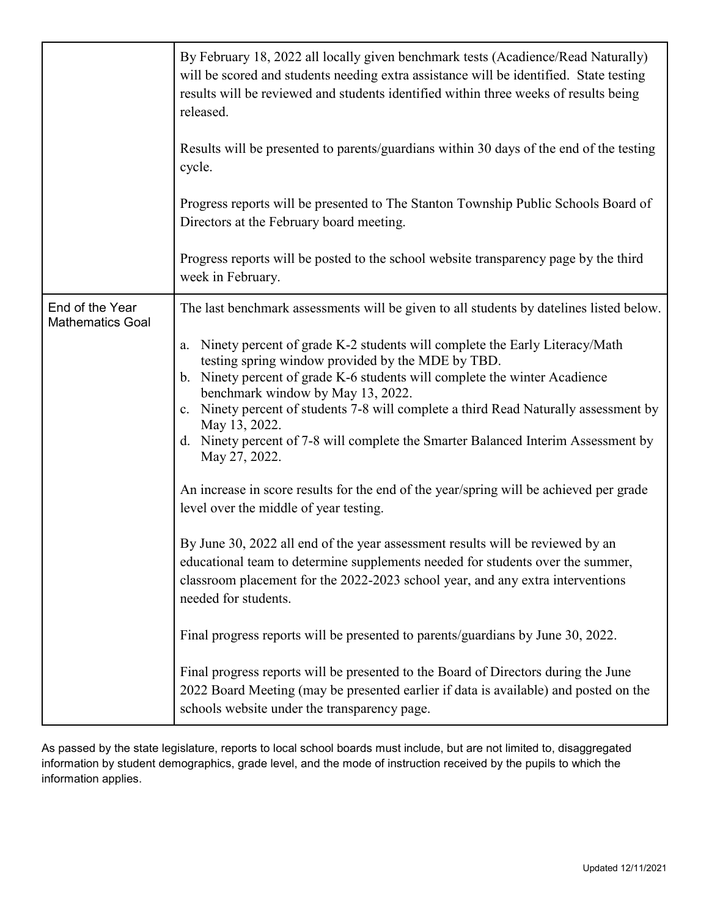| | |
|---|---|
| | By February 18, 2022 all locally given benchmark tests (Acadience/Read Naturally) will be scored and students needing extra assistance will be identified. State testing results will be reviewed and students identified within three weeks of results being released.<br><br>Results will be presented to parents/guardians within 30 days of the end of the testing cycle.<br><br>Progress reports will be presented to The Stanton Township Public Schools Board of Directors at the February board meeting.<br><br>Progress reports will be posted to the school website transparency page by the third week in February. |
| End of the Year Mathematics Goal | The last benchmark assessments will be given to all students by datelines listed below.<br><br>a. Ninety percent of grade K-2 students will complete the Early Literacy/Math testing spring window provided by the MDE by TBD.<br>b. Ninety percent of grade K-6 students will complete the winter Acadience benchmark window by May 13, 2022.<br>c. Ninety percent of students 7-8 will complete a third Read Naturally assessment by May 13, 2022.<br>d. Ninety percent of 7-8 will complete the Smarter Balanced Interim Assessment by May 27, 2022.<br><br>An increase in score results for the end of the year/spring will be achieved per grade level over the middle of year testing.<br><br>By June 30, 2022 all end of the year assessment results will be reviewed by an educational team to determine supplements needed for students over the summer, classroom placement for the 2022-2023 school year, and any extra interventions needed for students.<br><br>Final progress reports will be presented to parents/guardians by June 30, 2022.<br><br>Final progress reports will be presented to the Board of Directors during the June 2022 Board Meeting (may be presented earlier if data is available) and posted on the schools website under the transparency page. |

As passed by the state legislature, reports to local school boards must include, but are not limited to, disaggregated information by student demographics, grade level, and the mode of instruction received by the pupils to which the information applies.

Updated 12/11/2021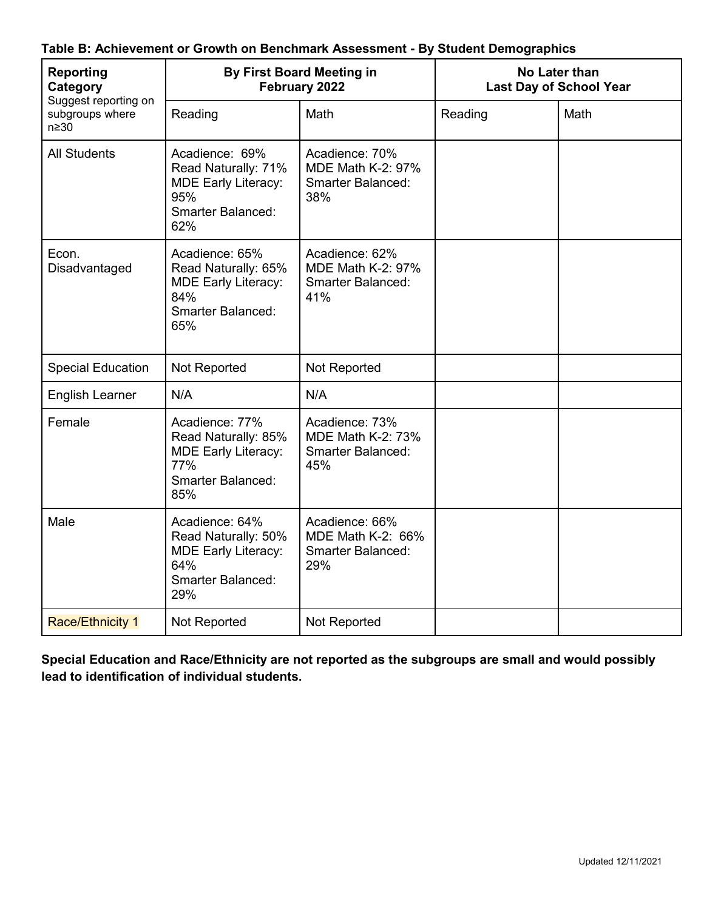**Table B: Achievement or Growth on Benchmark Assessment - By Student Demographics**

| Reporting Category<br>Suggest reporting on subgroups where n≥30 | By First Board Meeting in February 2022 | | No Later than Last Day of School Year | |
|---|---|---|---|---|
| | Reading | Math | Reading | Math |
| All Students | Acadience: 69%<br>Read Naturally: 71%<br>MDE Early Literacy: 95%<br>Smarter Balanced: 62% | Acadience: 70%<br>MDE Math K-2: 97%<br>Smarter Balanced: 38% | | |
| Econ. Disadvantaged | Acadience: 65%<br>Read Naturally: 65%<br>MDE Early Literacy: 84%<br>Smarter Balanced: 65% | Acadience: 62%<br>MDE Math K-2: 97%<br>Smarter Balanced: 41% | | |
| Special Education | Not Reported | Not Reported | | |
| English Learner | N/A | N/A | | |
| Female | Acadience: 77%<br>Read Naturally: 85%<br>MDE Early Literacy: 77%<br>Smarter Balanced: 85% | Acadience: 73%<br>MDE Math K-2: 73%<br>Smarter Balanced: 45% | | |
| Male | Acadience: 64%<br>Read Naturally: 50%<br>MDE Early Literacy: 64%<br>Smarter Balanced: 29% | Acadience: 66%<br>MDE Math K-2: 66%<br>Smarter Balanced: 29% | | |
| Race/Ethnicity 1 | Not Reported | Not Reported | | |

**Special Education and Race/Ethnicity are not reported as the subgroups are small and would possibly lead to identification of individual students.**

Updated 12/11/2021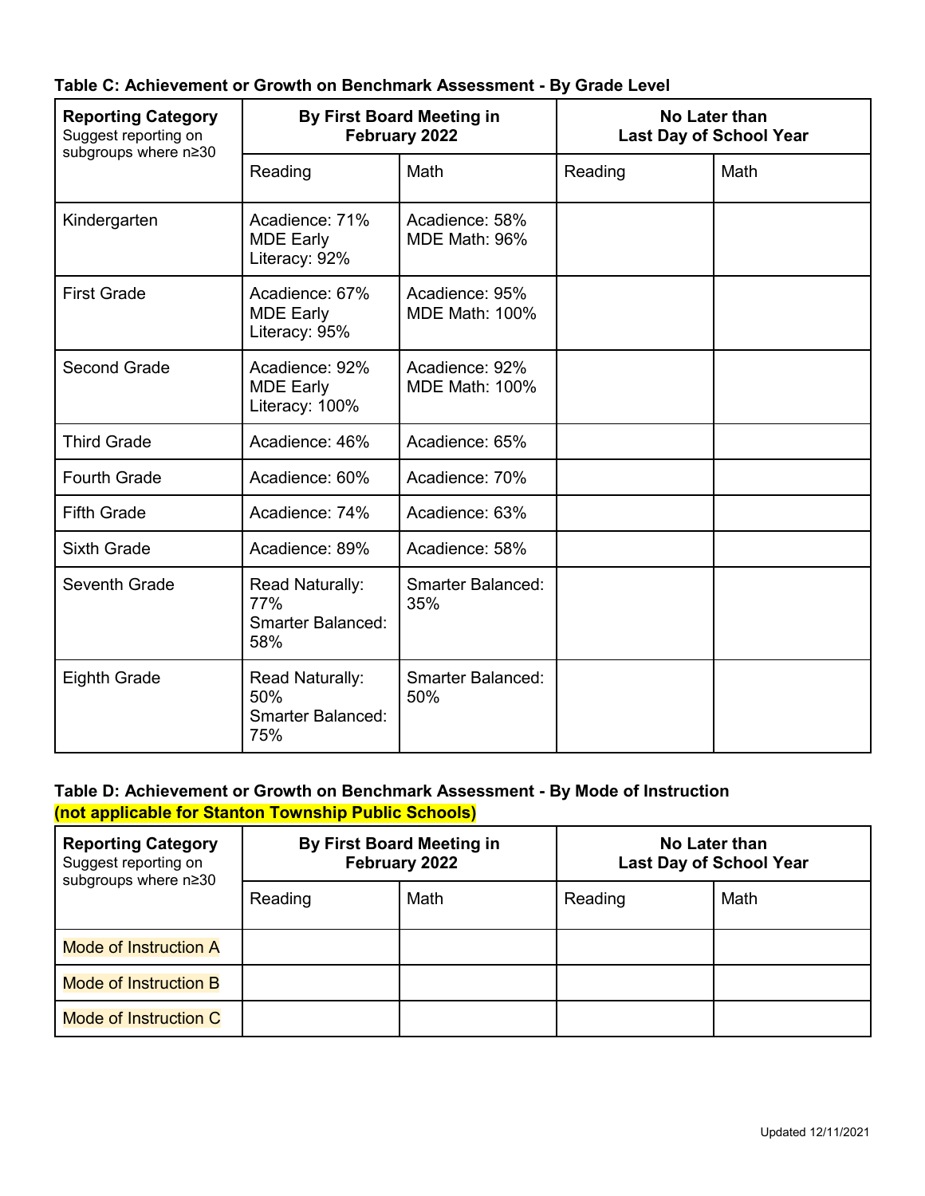**Table C: Achievement or Growth on Benchmark Assessment - By Grade Level**

| **Reporting Category** Suggest reporting on subgroups where n≥30 | **By First Board Meeting in February 2022** | | **No Later than Last Day of School Year** | |
|---|---|---|---|---|
| | Reading | Math | Reading | Math |
| Kindergarten | Acadience: 71% MDE Early Literacy: 92% | Acadience: 58% MDE Math: 96% | | |
| First Grade | Acadience: 67% MDE Early Literacy: 95% | Acadience: 95% MDE Math: 100% | | |
| Second Grade | Acadience: 92% MDE Early Literacy: 100% | Acadience: 92% MDE Math: 100% | | |
| Third Grade | Acadience: 46% | Acadience: 65% | | |
| Fourth Grade | Acadience: 60% | Acadience: 70% | | |
| Fifth Grade | Acadience: 74% | Acadience: 63% | | |
| Sixth Grade | Acadience: 89% | Acadience: 58% | | |
| Seventh Grade | Read Naturally: 77% Smarter Balanced: 58% | Smarter Balanced: 35% | | |
| Eighth Grade | Read Naturally: 50% Smarter Balanced: 75% | Smarter Balanced: 50% | | |

**Table D: Achievement or Growth on Benchmark Assessment - By Mode of Instruction**
**(not applicable for Stanton Township Public Schools)**

| **Reporting Category** Suggest reporting on subgroups where n≥30 | **By First Board Meeting in February 2022** | | **No Later than Last Day of School Year** | |
|---|---|---|---|---|
| | Reading | Math | Reading | Math |
| Mode of Instruction A | | | | |
| Mode of Instruction B | | | | |
| Mode of Instruction C | | | | |

Updated 12/11/2021